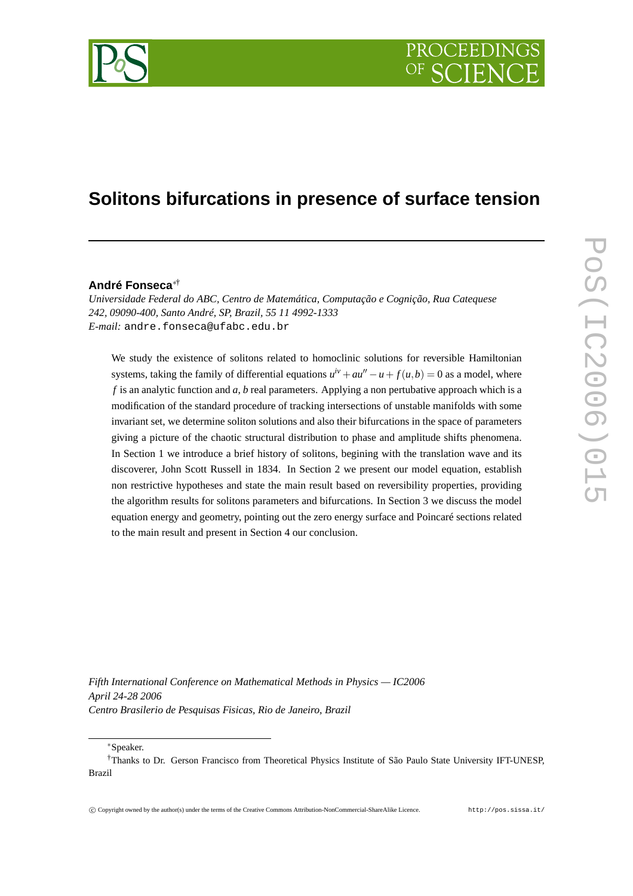# Solitons bifurcations in presence of surface tension

**André Fonseca**[*†]

*Universidade Federal do ABC, Centro de Matemática, Computação e Cognição, Rua Catequese 242, 09090-400, Santo André, SP, Brazil, 55 11 4992-1333*
*E-mail:* andre.fonseca@ufabc.edu.br

We study the existence of solitons related to homoclinic solutions for reversible Hamiltonian systems, taking the family of differential equations $u^{iv} + au'' - u + f(u,b) = 0$ as a model, where $f$ is an analytic function and $a$, $b$ real parameters. Applying a non pertubative approach which is a modification of the standard procedure of tracking intersections of unstable manifolds with some invariant set, we determine soliton solutions and also their bifurcations in the space of parameters giving a picture of the chaotic structural distribution to phase and amplitude shifts phenomena. In Section 1 we introduce a brief history of solitons, begining with the translation wave and its discoverer, John Scott Russell in 1834. In Section 2 we present our model equation, establish non restrictive hypotheses and state the main result based on reversibility properties, providing the algorithm results for solitons parameters and bifurcations. In Section 3 we discuss the model equation energy and geometry, pointing out the zero energy surface and Poincaré sections related to the main result and present in Section 4 our conclusion.

*Fifth International Conference on Mathematical Methods in Physics — IC2006*
*April 24-28 2006*
*Centro Brasilerio de Pesquisas Fisicas, Rio de Janeiro, Brazil*

[*]Speaker.

[†]Thanks to Dr. Gerson Francisco from Theoretical Physics Institute of São Paulo State University IFT-UNESP, Brazil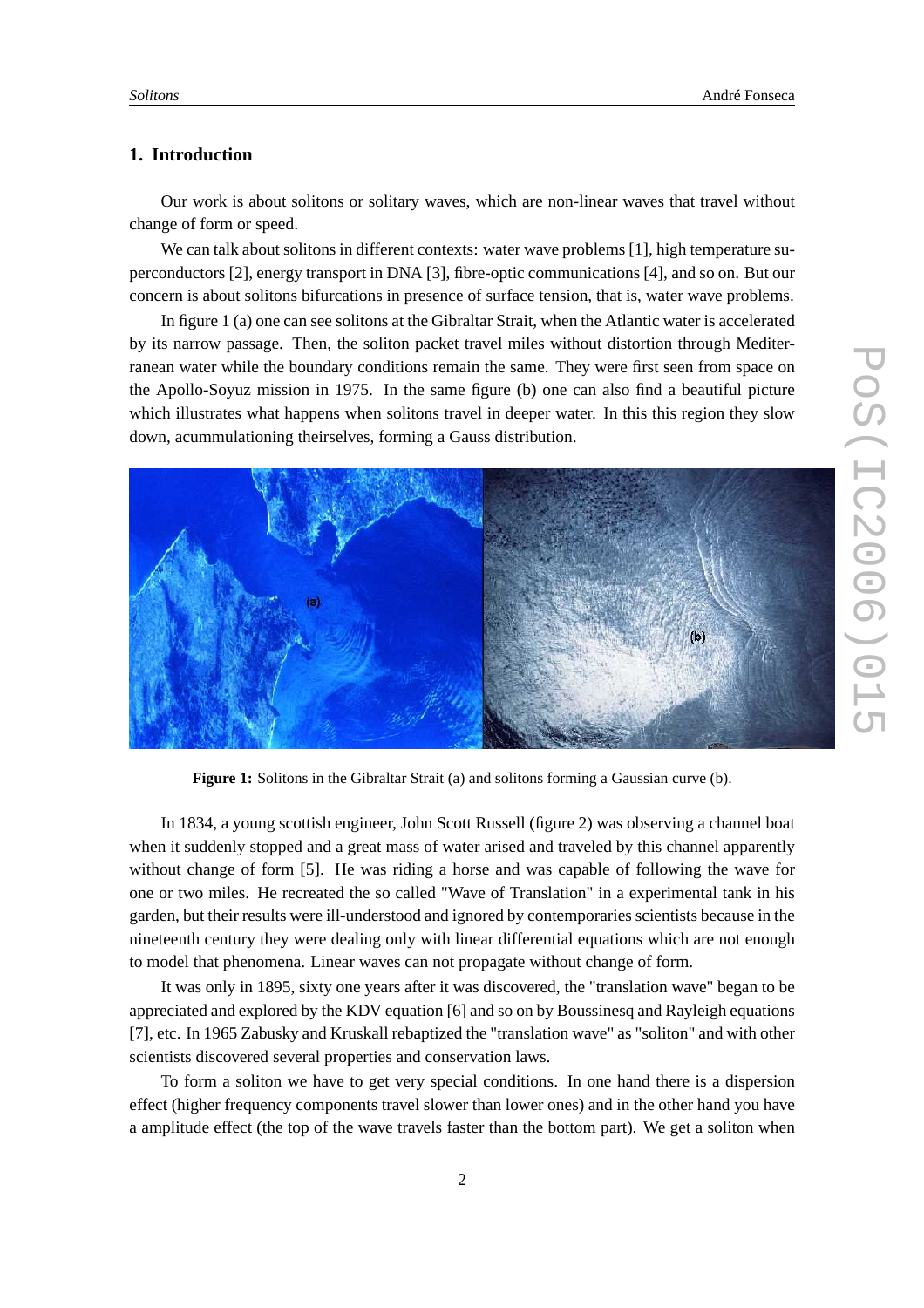## 1. Introduction

Our work is about solitons or solitary waves, which are non-linear waves that travel without change of form or speed.

We can talk about solitons in different contexts: water wave problems [1], high temperature superconductors [2], energy transport in DNA [3], fibre-optic communications [4], and so on. But our concern is about solitons bifurcations in presence of surface tension, that is, water wave problems.

In figure 1 (a) one can see solitons at the Gibraltar Strait, when the Atlantic water is accelerated by its narrow passage. Then, the soliton packet travel miles without distortion through Mediterranean water while the boundary conditions remain the same. They were first seen from space on the Apollo-Soyuz mission in 1975. In the same figure (b) one can also find a beautiful picture which illustrates what happens when solitons travel in deeper water. In this this region they slow down, acummulationing theirselves, forming a Gauss distribution.

**Figure 1:** Solitons in the Gibraltar Strait (a) and solitons forming a Gaussian curve (b).

In 1834, a young scottish engineer, John Scott Russell (figure 2) was observing a channel boat when it suddenly stopped and a great mass of water arised and traveled by this channel apparently without change of form [5]. He was riding a horse and was capable of following the wave for one or two miles. He recreated the so called "Wave of Translation" in a experimental tank in his garden, but their results were ill-understood and ignored by contemporaries scientists because in the nineteenth century they were dealing only with linear differential equations which are not enough to model that phenomena. Linear waves can not propagate without change of form.

It was only in 1895, sixty one years after it was discovered, the "translation wave" began to be appreciated and explored by the KDV equation [6] and so on by Boussinesq and Rayleigh equations [7], etc. In 1965 Zabusky and Kruskall rebaptized the "translation wave" as "soliton" and with other scientists discovered several properties and conservation laws.

To form a soliton we have to get very special conditions. In one hand there is a dispersion effect (higher frequency components travel slower than lower ones) and in the other hand you have a amplitude effect (the top of the wave travels faster than the bottom part). We get a soliton when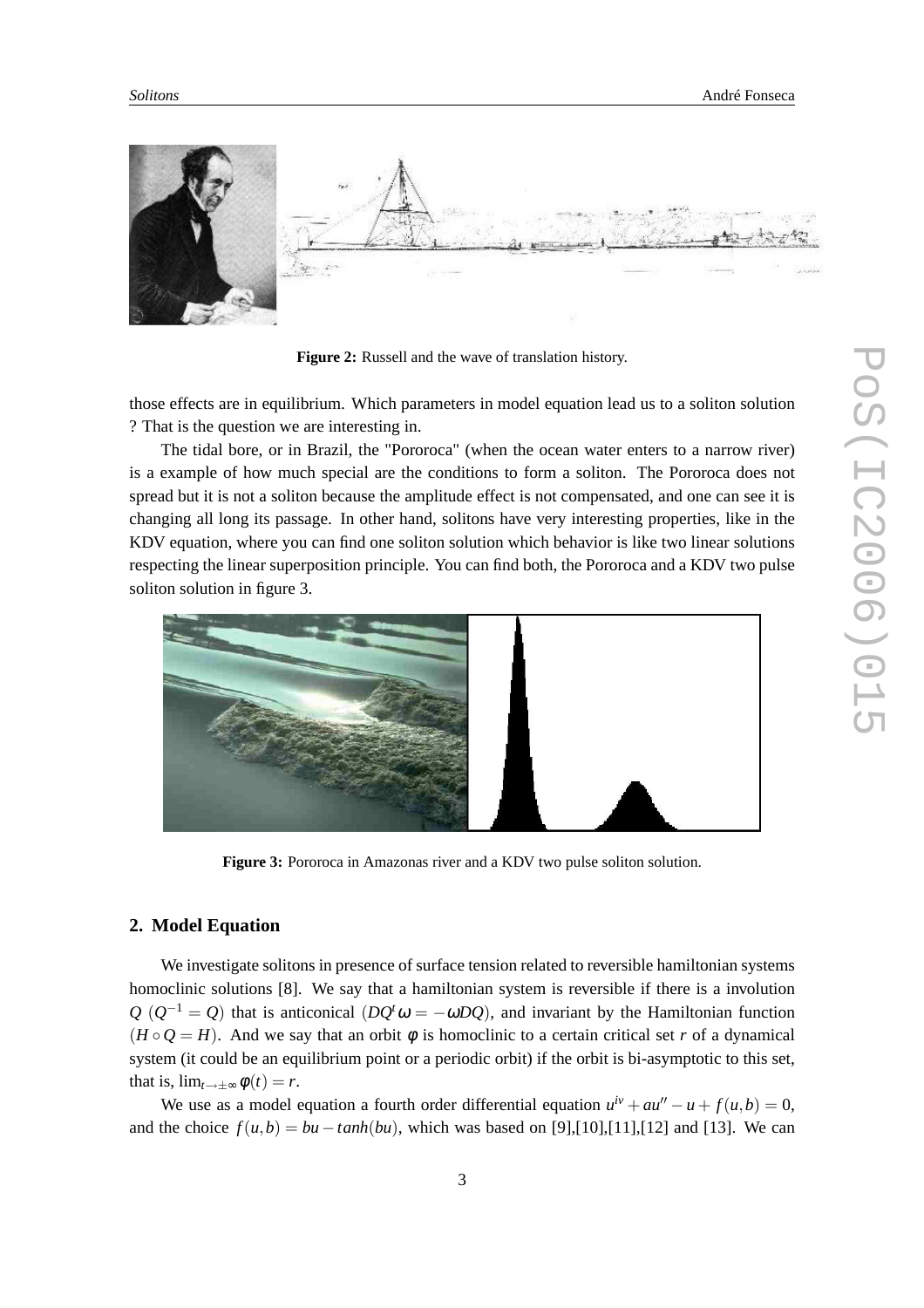Figure 2: Russell and the wave of translation history.

those effects are in equilibrium. Which parameters in model equation lead us to a soliton solution ? That is the question we are interesting in.

The tidal bore, or in Brazil, the "Pororoca" (when the ocean water enters to a narrow river) is a example of how much special are the conditions to form a soliton. The Pororoca does not spread but it is not a soliton because the amplitude effect is not compensated, and one can see it is changing all long its passage. In other hand, solitons have very interesting properties, like in the KDV equation, where you can find one soliton solution which behavior is like two linear solutions respecting the linear superposition principle. You can find both, the Pororoca and a KDV two pulse soliton solution in figure 3.

**Figure 3:** Pororoca in Amazonas river and a KDV two pulse soliton solution.

## 2. Model Equation

We investigate solitons in presence of surface tension related to reversible hamiltonian systems homoclinic solutions [8]. We say that a hamiltonian system is reversible if there is a involution $Q$ ($Q^{-1} = Q$) that is anticonical ($DQ^t \omega = -\omega DQ$), and invariant by the Hamiltonian function ($H \circ Q = H$). And we say that an orbit $\phi$ is homoclinic to a certain critical set $r$ of a dynamical system (it could be an equilibrium point or a periodic orbit) if the orbit is bi-asymptotic to this set, that is, $\lim_{t \to \pm\infty} \phi(t) = r$.

We use as a model equation a fourth order differential equation $u^{iv} + au'' - u + f(u,b) = 0$, and the choice $f(u,b) = bu - tanh(bu)$, which was based on [9],[10],[11],[12] and [13]. We can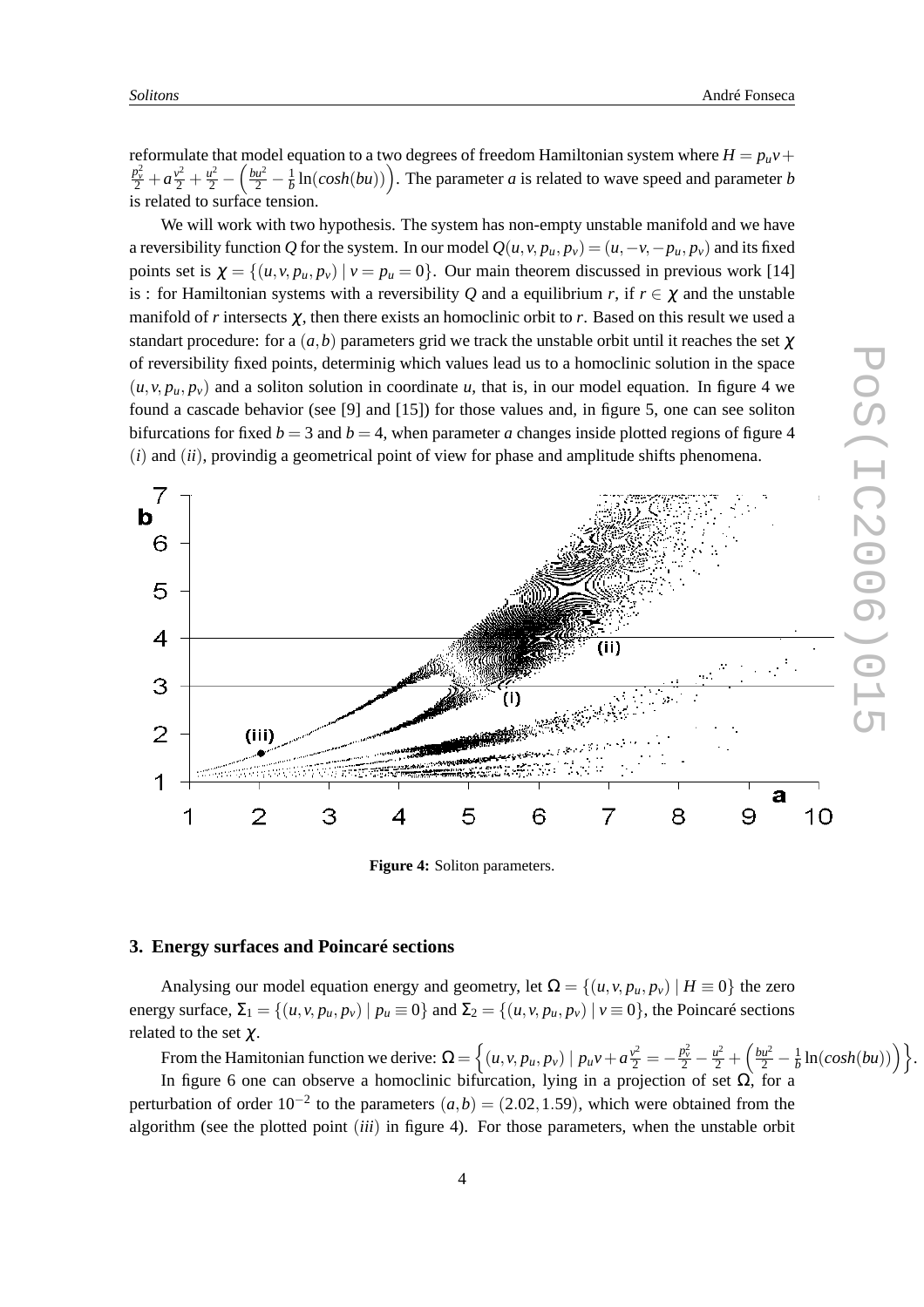reformulate that model equation to a two degrees of freedom Hamiltonian system where $H = p_u v + \frac{p_v^2}{2} + a\frac{v^2}{2} + \frac{u^2}{2} - \left(\frac{bu^2}{2} - \frac{1}{b}\ln(cosh(bu))\right)$. The parameter $a$ is related to wave speed and parameter $b$ is related to surface tension.

We will work with two hypothesis. The system has non-empty unstable manifold and we have a reversibility function $Q$ for the system. In our model $Q(u,v,p_u,p_v) = (u,-v,-p_u,p_v)$ and its fixed points set is $\chi = \{(u,v,p_u,p_v) \mid v = p_u = 0\}$. Our main theorem discussed in previous work [14] is : for Hamiltonian systems with a reversibility $Q$ and a equilibrium $r$, if $r \in \chi$ and the unstable manifold of $r$ intersects $\chi$, then there exists an homoclinic orbit to $r$. Based on this result we used a standart procedure: for a $(a,b)$ parameters grid we track the unstable orbit until it reaches the set $\chi$ of reversibility fixed points, determinig which values lead us to a homoclinic solution in the space $(u,v,p_u,p_v)$ and a soliton solution in coordinate $u$, that is, in our model equation. In figure 4 we found a cascade behavior (see [9] and [15]) for those values and, in figure 5, one can see soliton bifurcations for fixed $b = 3$ and $b = 4$, when parameter $a$ changes inside plotted regions of figure 4 $(i)$ and $(ii)$, providing a geometrical point of view for phase and amplitude shifts phenomena.

**Figure 4:** Soliton parameters.

## 3. Energy surfaces and Poincaré sections

Analysing our model equation energy and geometry, let $\Omega = \{(u,v,p_u,p_v) \mid H \equiv 0\}$ the zero energy surface, $\Sigma_1 = \{(u,v,p_u,p_v) \mid p_u \equiv 0\}$ and $\Sigma_2 = \{(u,v,p_u,p_v) \mid v \equiv 0\}$, the Poincaré sections related to the set $\chi$.

From the Hamitonian function we derive: $\Omega = \left\{(u,v,p_u,p_v) \mid p_u v + a\frac{v^2}{2} = -\frac{p_v^2}{2} - \frac{u^2}{2} + \left(\frac{bu^2}{2} - \frac{1}{b}\ln(cosh(bu))\right)\right\}$.

In figure 6 one can observe a homoclinic bifurcation, lying in a projection of set $\Omega$, for a perturbation of order $10^{-2}$ to the parameters $(a,b) = (2.02, 1.59)$, which were obtained from the algorithm (see the plotted point $(iii)$ in figure 4). For those parameters, when the unstable orbit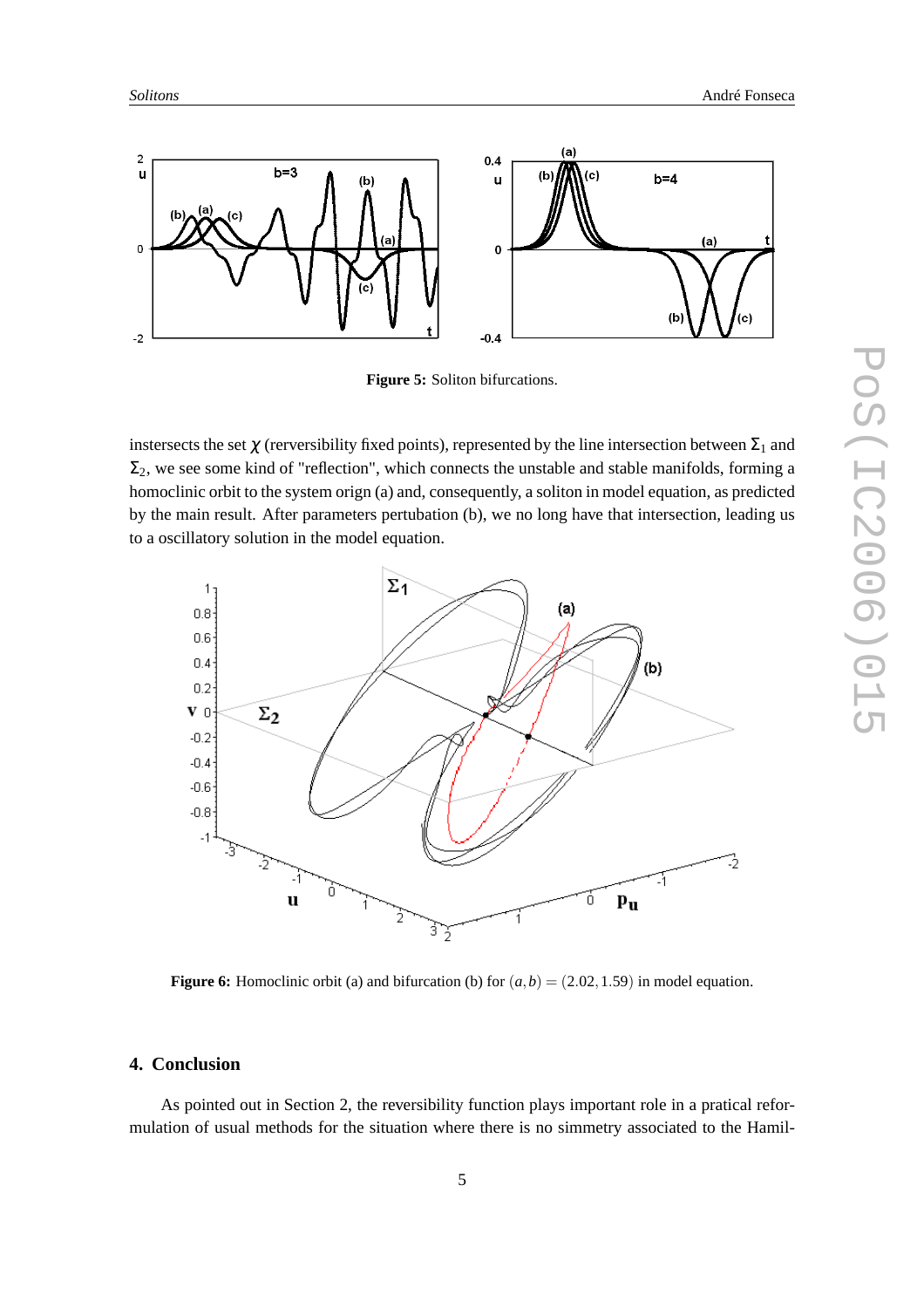Figure 5: Soliton bifurcations.

instersects the set $\chi$ (rerversibility fixed points), represented by the line intersection between $\Sigma_1$ and $\Sigma_2$, we see some kind of "reflection", which connects the unstable and stable manifolds, forming a homoclinic orbit to the system orign (a) and, consequently, a soliton in model equation, as predicted by the main result. After parameters pertubation (b), we no long have that intersection, leading us to a oscillatory solution in the model equation.

Figure 6: Homoclinic orbit (a) and bifurcation (b) for $(a,b) = (2.02, 1.59)$ in model equation.

## 4. Conclusion

As pointed out in Section 2, the reversibility function plays important role in a pratical reformulation of usual methods for the situation where there is no simmetry associated to the Hamil-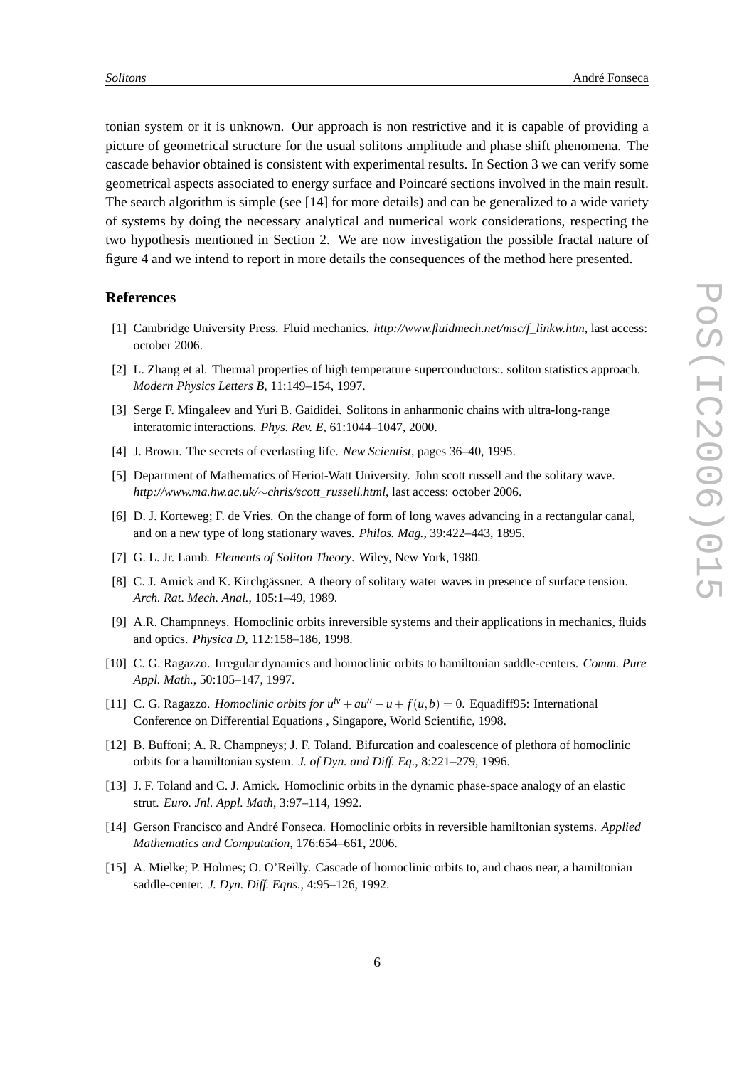tonian system or it is unknown. Our approach is non restrictive and it is capable of providing a picture of geometrical structure for the usual solitons amplitude and phase shift phenomena. The cascade behavior obtained is consistent with experimental results. In Section 3 we can verify some geometrical aspects associated to energy surface and Poincaré sections involved in the main result. The search algorithm is simple (see [14] for more details) and can be generalized to a wide variety of systems by doing the necessary analytical and numerical work considerations, respecting the two hypothesis mentioned in Section 2. We are now investigation the possible fractal nature of figure 4 and we intend to report in more details the consequences of the method here presented.

## References

[1] Cambridge University Press. Fluid mechanics. *http://www.fluidmech.net/msc/f_linkw.htm*, last access: october 2006.

[2] L. Zhang et al. Thermal properties of high temperature superconductors:. soliton statistics approach. *Modern Physics Letters B*, 11:149–154, 1997.

[3] Serge F. Mingaleev and Yuri B. Gaididei. Solitons in anharmonic chains with ultra-long-range interatomic interactions. *Phys. Rev. E*, 61:1044–1047, 2000.

[4] J. Brown. The secrets of everlasting life. *New Scientist*, pages 36–40, 1995.

[5] Department of Mathematics of Heriot-Watt University. John scott russell and the solitary wave. *http://www.ma.hw.ac.uk/~chris/scott_russell.html*, last access: october 2006.

[6] D. J. Korteweg; F. de Vries. On the change of form of long waves advancing in a rectangular canal, and on a new type of long stationary waves. *Philos. Mag.*, 39:422–443, 1895.

[7] G. L. Jr. Lamb. *Elements of Soliton Theory*. Wiley, New York, 1980.

[8] C. J. Amick and K. Kirchgässner. A theory of solitary water waves in presence of surface tension. *Arch. Rat. Mech. Anal.*, 105:1–49, 1989.

[9] A.R. Champnneys. Homoclinic orbits inreversible systems and their applications in mechanics, fluids and optics. *Physica D*, 112:158–186, 1998.

[10] C. G. Ragazzo. Irregular dynamics and homoclinic orbits to hamiltonian saddle-centers. *Comm. Pure Appl. Math.*, 50:105–147, 1997.

[11] C. G. Ragazzo. *Homoclinic orbits for* $u^{iv} + au'' - u + f(u,b) = 0$. Equadiff95: International Conference on Differential Equations , Singapore, World Scientific, 1998.

[12] B. Buffoni; A. R. Champneys; J. F. Toland. Bifurcation and coalescence of plethora of homoclinic orbits for a hamiltonian system. *J. of Dyn. and Diff. Eq.*, 8:221–279, 1996.

[13] J. F. Toland and C. J. Amick. Homoclinic orbits in the dynamic phase-space analogy of an elastic strut. *Euro. Jnl. Appl. Math*, 3:97–114, 1992.

[14] Gerson Francisco and André Fonseca. Homoclinic orbits in reversible hamiltonian systems. *Applied Mathematics and Computation*, 176:654–661, 2006.

[15] A. Mielke; P. Holmes; O. O'Reilly. Cascade of homoclinic orbits to, and chaos near, a hamiltonian saddle-center. *J. Dyn. Diff. Eqns.*, 4:95–126, 1992.